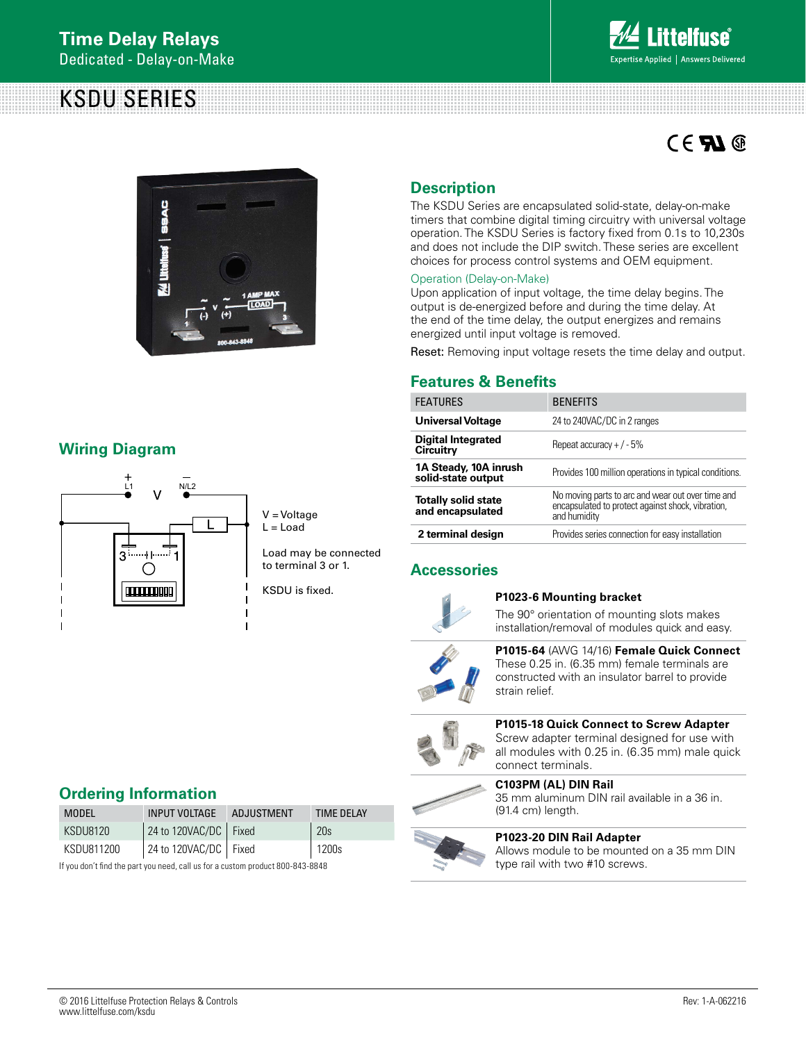# Time Delay Relays

Dedicated - Delay-on-Make

## KSDU SERIES

## Description

The KSDU Series are encapsulated solid-state, delay-on-make timers that combine digital timing circuitry with universal voltage operation. The KSDU Series is factory fixed from 0.1s to 10,230s and does not include the DIP switch. These series are excellent choices for process control systems and OEM equipment.

### Operation (Delay-on-Make)

Upon application of input voltage, the time delay begins. The output is de-energized before and during the time delay. At the end of the time delay, the output energizes and remains energized until input voltage is removed.

Reset: Removing input voltage resets the time delay and output.

## Wiring Diagram

V = Voltage
L = Load

Load may be connected to terminal 3 or 1.

KSDU is fixed.

## Features & Benefits

| FEATURES | BENEFITS |
|---|---|
| **Universal Voltage** | 24 to 240VAC/DC in 2 ranges |
| **Digital Integrated Circuitry** | Repeat accuracy + / - 5% |
| **1A Steady, 10A inrush solid-state output** | Provides 100 million operations in typical conditions. |
| **Totally solid state and encapsulated** | No moving parts to arc and wear out over time and encapsulated to protect against shock, vibration, and humidity |
| **2 terminal design** | Provides series connection for easy installation |

## Accessories

**P1023-6 Mounting bracket**
The 90° orientation of mounting slots makes installation/removal of modules quick and easy.

**P1015-64** (AWG 14/16) **Female Quick Connect**
These 0.25 in. (6.35 mm) female terminals are constructed with an insulator barrel to provide strain relief.

**P1015-18 Quick Connect to Screw Adapter**
Screw adapter terminal designed for use with all modules with 0.25 in. (6.35 mm) male quick connect terminals.

**C103PM (AL) DIN Rail**
35 mm aluminum DIN rail available in a 36 in. (91.4 cm) length.

**P1023-20 DIN Rail Adapter**
Allows module to be mounted on a 35 mm DIN type rail with two #10 screws.

## Ordering Information

| MODEL | INPUT VOLTAGE | ADJUSTMENT | TIME DELAY |
|---|---|---|---|
| KSDU8120 | 24 to 120VAC/DC | Fixed | 20s |
| KSDU811200 | 24 to 120VAC/DC | Fixed | 1200s |

If you don't find the part you need, call us for a custom product 800-843-8848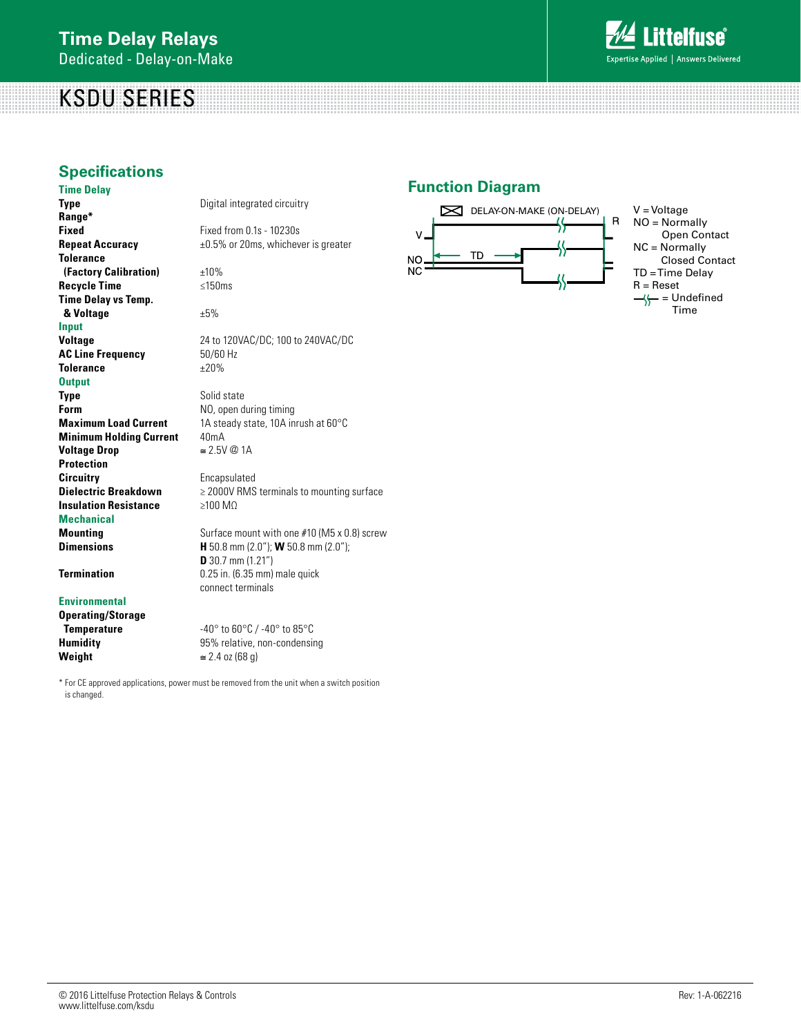# Time Delay Relays

Dedicated - Delay-on-Make

# KSDU SERIES

## Specifications

| | |
|---|---|
| **Time Delay** | |
| **Type** | Digital integrated circuitry |
| **Range*** | |
| **Fixed** | Fixed from 0.1s - 10230s |
| **Repeat Accuracy** | ±0.5% or 20ms, whichever is greater |
| **Tolerance (Factory Calibration)** | ±10% |
| **Recycle Time** | ≤150ms |
| **Time Delay vs Temp. & Voltage** | ±5% |
| **Input** | |
| **Voltage** | 24 to 120VAC/DC; 100 to 240VAC/DC |
| **AC Line Frequency** | 50/60 Hz |
| **Tolerance** | ±20% |
| **Output** | |
| **Type** | Solid state |
| **Form** | NO, open during timing |
| **Maximum Load Current** | 1A steady state, 10A inrush at 60°C |
| **Minimum Holding Current** | 40mA |
| **Voltage Drop** | ≅ 2.5V @ 1A |
| **Protection** | |
| **Circuitry** | Encapsulated |
| **Dielectric Breakdown** | ≥ 2000V RMS terminals to mounting surface |
| **Insulation Resistance** | ≥100 MΩ |
| **Mechanical** | |
| **Mounting** | Surface mount with one #10 (M5 x 0.8) screw |
| **Dimensions** | **H** 50.8 mm (2.0"); **W** 50.8 mm (2.0"); **D** 30.7 mm (1.21") |
| **Termination** | 0.25 in. (6.35 mm) male quick connect terminals |
| **Environmental** | |
| **Operating/Storage Temperature** | -40° to 60°C / -40° to 85°C |
| **Humidity** | 95% relative, non-condensing |
| **Weight** | ≅ 2.4 oz (68 g) |

* For CE approved applications, power must be removed from the unit when a switch position is changed.

## Function Diagram

DELAY-ON-MAKE (ON-DELAY)

V

NO

NC

TD

R

V = Voltage
NO = Normally Open Contact
NC = Normally Closed Contact
TD = Time Delay
R = Reset
= Undefined Time